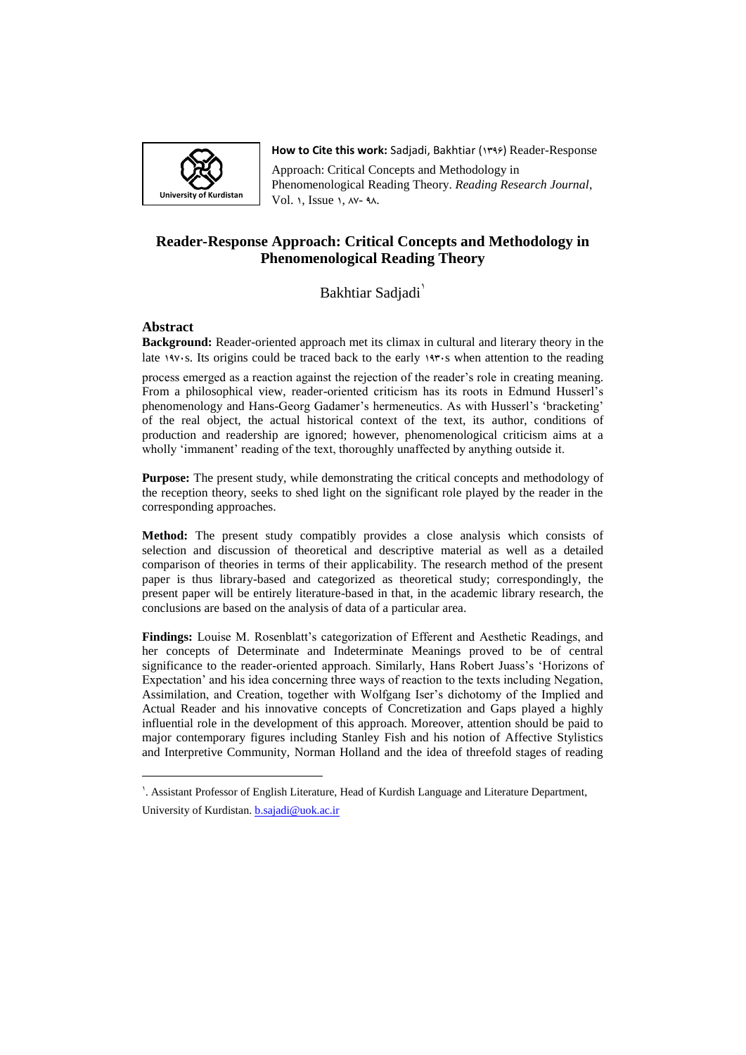**How to Cite this work:** Sadjadi, Bakhtiar (۱۳۹۶) Reader-Response Approach: Critical Concepts and Methodology in Phenomenological Reading Theory. *Reading Research Journal*, Vol. ۱, Issue ۱, ۸۷- ۹۸.

# Reader-Response Approach: Critical Concepts and Methodology in Phenomenological Reading Theory

Bakhtiar Sadjadi[۱]

## Abstract

**Background:** Reader-oriented approach met its climax in cultural and literary theory in the late ۱۹۷۰s. Its origins could be traced back to the early ۱۹۳۰s when attention to the reading process emerged as a reaction against the rejection of the reader's role in creating meaning. From a philosophical view, reader-oriented criticism has its roots in Edmund Husserl's phenomenology and Hans-Georg Gadamer's hermeneutics. As with Husserl's 'bracketing' of the real object, the actual historical context of the text, its author, conditions of production and readership are ignored; however, phenomenological criticism aims at a wholly 'immanent' reading of the text, thoroughly unaffected by anything outside it.

**Purpose:** The present study, while demonstrating the critical concepts and methodology of the reception theory, seeks to shed light on the significant role played by the reader in the corresponding approaches.

**Method:** The present study compatibly provides a close analysis which consists of selection and discussion of theoretical and descriptive material as well as a detailed comparison of theories in terms of their applicability. The research method of the present paper is thus library-based and categorized as theoretical study; correspondingly, the present paper will be entirely literature-based in that, in the academic library research, the conclusions are based on the analysis of data of a particular area.

**Findings:** Louise M. Rosenblatt's categorization of Efferent and Aesthetic Readings, and her concepts of Determinate and Indeterminate Meanings proved to be of central significance to the reader-oriented approach. Similarly, Hans Robert Juass's 'Horizons of Expectation' and his idea concerning three ways of reaction to the texts including Negation, Assimilation, and Creation, together with Wolfgang Iser's dichotomy of the Implied and Actual Reader and his innovative concepts of Concretization and Gaps played a highly influential role in the development of this approach. Moreover, attention should be paid to major contemporary figures including Stanley Fish and his notion of Affective Stylistics and Interpretive Community, Norman Holland and the idea of threefold stages of reading

---

۱. Assistant Professor of English Literature, Head of Kurdish Language and Literature Department, University of Kurdistan. b.sajadi@uok.ac.ir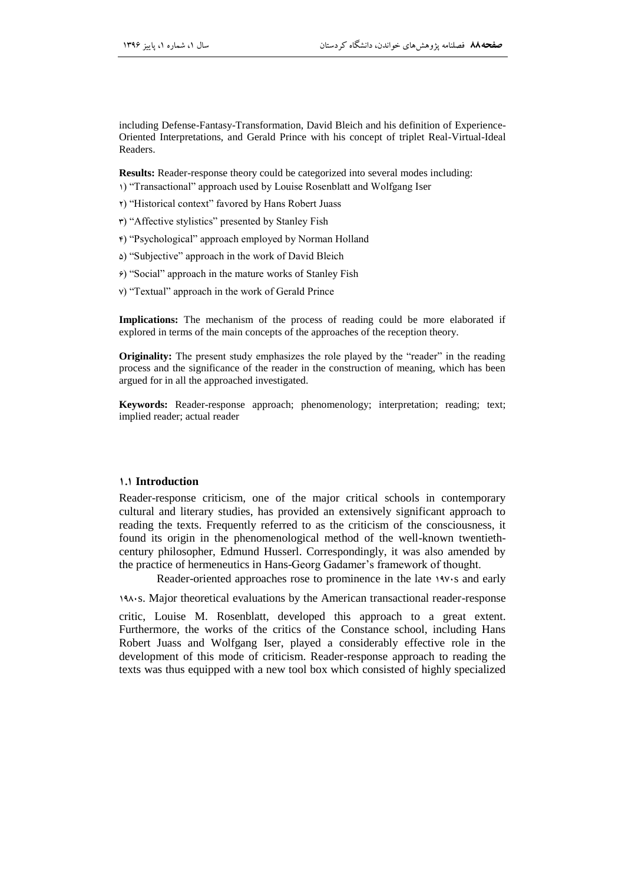including Defense-Fantasy-Transformation, David Bleich and his definition of Experience-Oriented Interpretations, and Gerald Prince with his concept of triplet Real-Virtual-Ideal Readers.

**Results:** Reader-response theory could be categorized into several modes including:

۱) "Transactional" approach used by Louise Rosenblatt and Wolfgang Iser

۲) "Historical context" favored by Hans Robert Juass

۳) "Affective stylistics" presented by Stanley Fish

۴) "Psychological" approach employed by Norman Holland

۵) "Subjective" approach in the work of David Bleich

۶) "Social" approach in the mature works of Stanley Fish

۷) "Textual" approach in the work of Gerald Prince

**Implications:** The mechanism of the process of reading could be more elaborated if explored in terms of the main concepts of the approaches of the reception theory.

**Originality:** The present study emphasizes the role played by the "reader" in the reading process and the significance of the reader in the construction of meaning, which has been argued for in all the approached investigated.

**Keywords:** Reader-response approach; phenomenology; interpretation; reading; text; implied reader; actual reader

### ۱.۱ Introduction

Reader-response criticism, one of the major critical schools in contemporary cultural and literary studies, has provided an extensively significant approach to reading the texts. Frequently referred to as the criticism of the consciousness, it found its origin in the phenomenological method of the well-known twentieth-century philosopher, Edmund Husserl. Correspondingly, it was also amended by the practice of hermeneutics in Hans-Georg Gadamer's framework of thought.

Reader-oriented approaches rose to prominence in the late ۱۹۷۰s and early ۱۹۸۰s. Major theoretical evaluations by the American transactional reader-response critic, Louise M. Rosenblatt, developed this approach to a great extent. Furthermore, the works of the critics of the Constance school, including Hans Robert Juass and Wolfgang Iser, played a considerably effective role in the development of this mode of criticism. Reader-response approach to reading the texts was thus equipped with a new tool box which consisted of highly specialized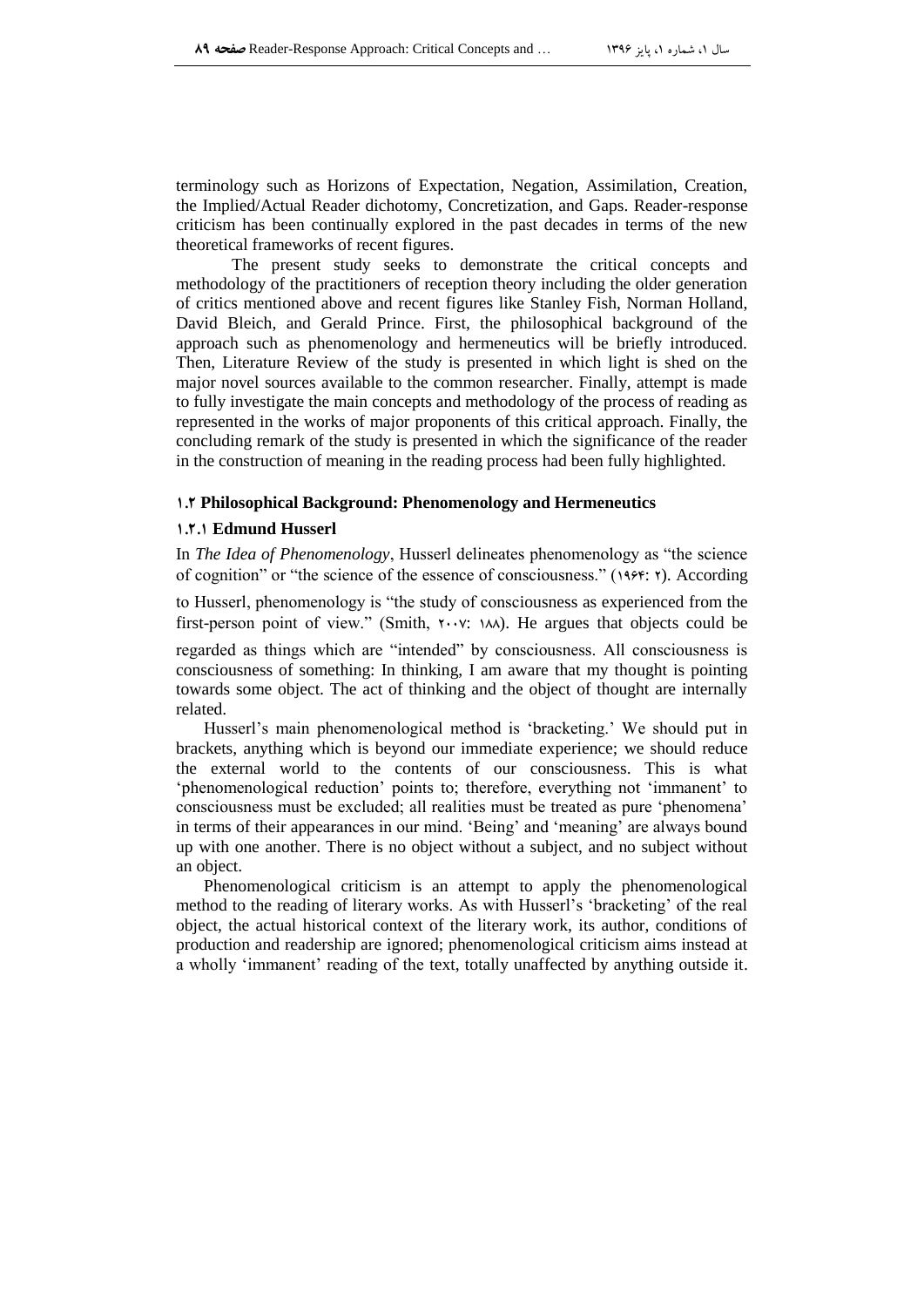terminology such as Horizons of Expectation, Negation, Assimilation, Creation, the Implied/Actual Reader dichotomy, Concretization, and Gaps. Reader-response criticism has been continually explored in the past decades in terms of the new theoretical frameworks of recent figures.

The present study seeks to demonstrate the critical concepts and methodology of the practitioners of reception theory including the older generation of critics mentioned above and recent figures like Stanley Fish, Norman Holland, David Bleich, and Gerald Prince. First, the philosophical background of the approach such as phenomenology and hermeneutics will be briefly introduced. Then, Literature Review of the study is presented in which light is shed on the major novel sources available to the common researcher. Finally, attempt is made to fully investigate the main concepts and methodology of the process of reading as represented in the works of major proponents of this critical approach. Finally, the concluding remark of the study is presented in which the significance of the reader in the construction of meaning in the reading process had been fully highlighted.

### ۱.۲ Philosophical Background: Phenomenology and Hermeneutics

#### ۱.۲.۱ Edmund Husserl

In *The Idea of Phenomenology*, Husserl delineates phenomenology as "the science of cognition" or "the science of the essence of consciousness." (۱۹۶۴: ۲). According to Husserl, phenomenology is "the study of consciousness as experienced from the first-person point of view." (Smith, ۲۰۰۷: ۱۸۸). He argues that objects could be regarded as things which are "intended" by consciousness. All consciousness is consciousness of something: In thinking, I am aware that my thought is pointing towards some object. The act of thinking and the object of thought are internally related.

Husserl's main phenomenological method is 'bracketing.' We should put in brackets, anything which is beyond our immediate experience; we should reduce the external world to the contents of our consciousness. This is what 'phenomenological reduction' points to; therefore, everything not 'immanent' to consciousness must be excluded; all realities must be treated as pure 'phenomena' in terms of their appearances in our mind. 'Being' and 'meaning' are always bound up with one another. There is no object without a subject, and no subject without an object.

Phenomenological criticism is an attempt to apply the phenomenological method to the reading of literary works. As with Husserl's 'bracketing' of the real object, the actual historical context of the literary work, its author, conditions of production and readership are ignored; phenomenological criticism aims instead at a wholly 'immanent' reading of the text, totally unaffected by anything outside it.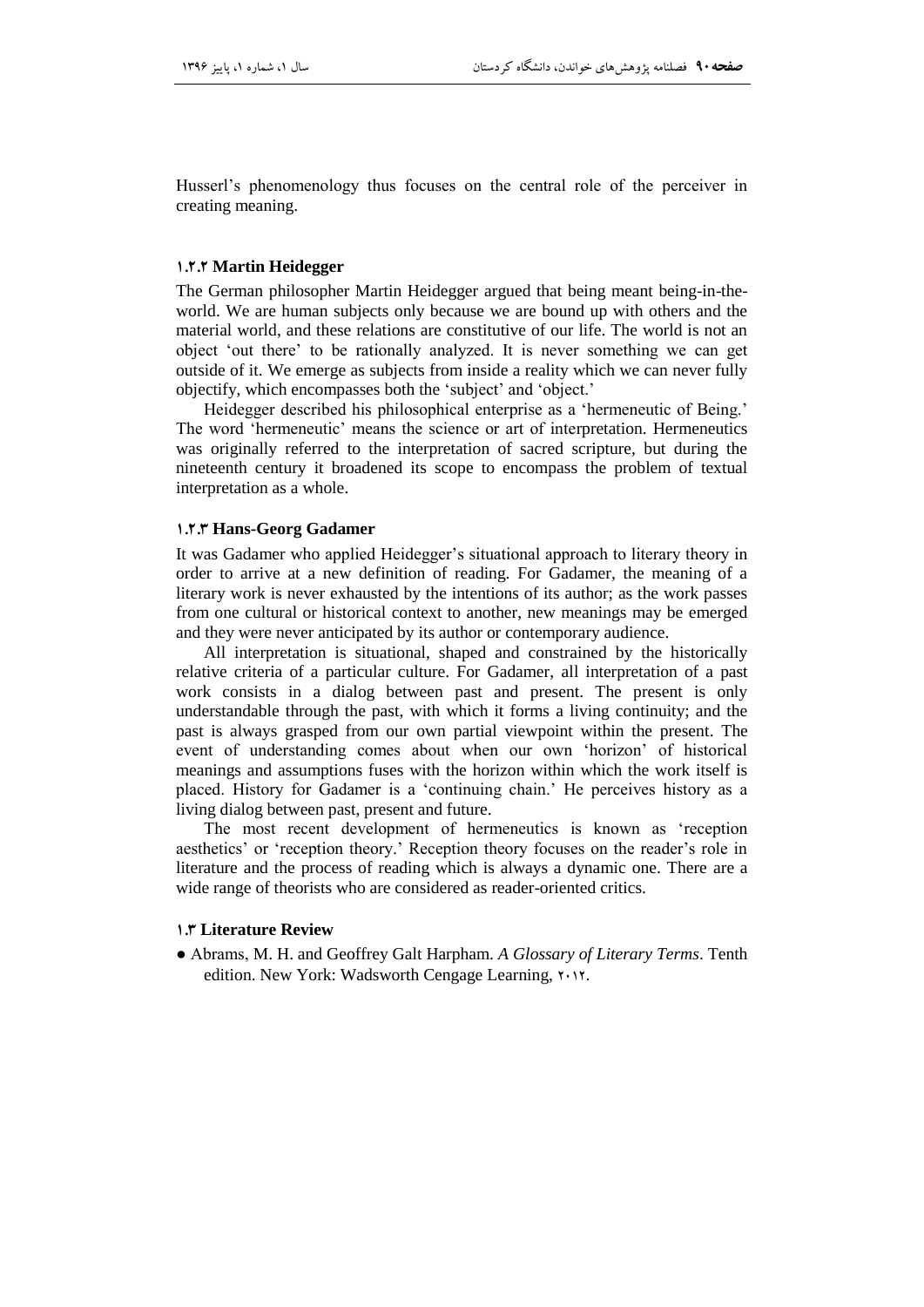Husserl's phenomenology thus focuses on the central role of the perceiver in creating meaning.

### ۱.۲.۲ Martin Heidegger

The German philosopher Martin Heidegger argued that being meant being-in-the-world. We are human subjects only because we are bound up with others and the material world, and these relations are constitutive of our life. The world is not an object 'out there' to be rationally analyzed. It is never something we can get outside of it. We emerge as subjects from inside a reality which we can never fully objectify, which encompasses both the 'subject' and 'object.'

Heidegger described his philosophical enterprise as a 'hermeneutic of Being.' The word 'hermeneutic' means the science or art of interpretation. Hermeneutics was originally referred to the interpretation of sacred scripture, but during the nineteenth century it broadened its scope to encompass the problem of textual interpretation as a whole.

### ۱.۲.۳ Hans-Georg Gadamer

It was Gadamer who applied Heidegger's situational approach to literary theory in order to arrive at a new definition of reading. For Gadamer, the meaning of a literary work is never exhausted by the intentions of its author; as the work passes from one cultural or historical context to another, new meanings may be emerged and they were never anticipated by its author or contemporary audience.

All interpretation is situational, shaped and constrained by the historically relative criteria of a particular culture. For Gadamer, all interpretation of a past work consists in a dialog between past and present. The present is only understandable through the past, with which it forms a living continuity; and the past is always grasped from our own partial viewpoint within the present. The event of understanding comes about when our own 'horizon' of historical meanings and assumptions fuses with the horizon within which the work itself is placed. History for Gadamer is a 'continuing chain.' He perceives history as a living dialog between past, present and future.

The most recent development of hermeneutics is known as 'reception aesthetics' or 'reception theory.' Reception theory focuses on the reader's role in literature and the process of reading which is always a dynamic one. There are a wide range of theorists who are considered as reader-oriented critics.

### ۱.۳ Literature Review

- Abrams, M. H. and Geoffrey Galt Harpham. *A Glossary of Literary Terms*. Tenth edition. New York: Wadsworth Cengage Learning, ۲۰۱۲.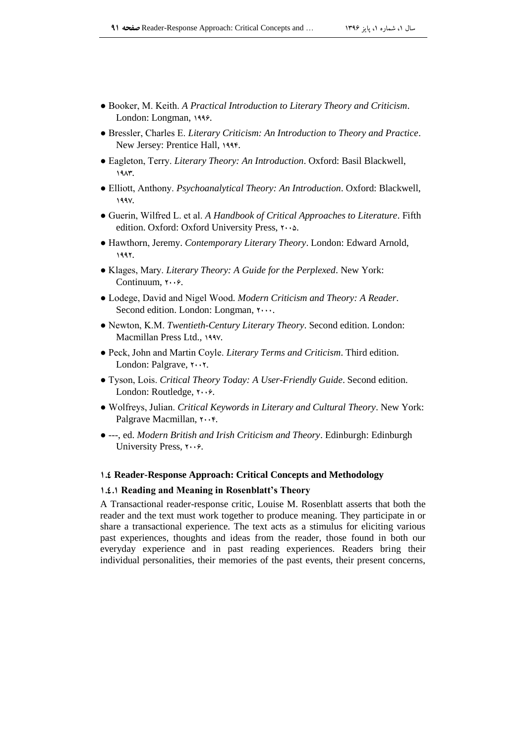- Booker, M. Keith. *A Practical Introduction to Literary Theory and Criticism*. London: Longman, ۱۹۹۶.
- Bressler, Charles E. *Literary Criticism: An Introduction to Theory and Practice*. New Jersey: Prentice Hall, ۱۹۹۴.
- Eagleton, Terry. *Literary Theory: An Introduction*. Oxford: Basil Blackwell, ۱۹۸۳.
- Elliott, Anthony. *Psychoanalytical Theory: An Introduction*. Oxford: Blackwell, ۱۹۹۷.
- Guerin, Wilfred L. et al. *A Handbook of Critical Approaches to Literature*. Fifth edition. Oxford: Oxford University Press, ۲۰۰۵.
- Hawthorn, Jeremy. *Contemporary Literary Theory*. London: Edward Arnold, ۱۹۹۲.
- Klages, Mary. *Literary Theory: A Guide for the Perplexed*. New York: Continuum, ۲۰۰۶.
- Lodege, David and Nigel Wood. *Modern Criticism and Theory: A Reader*. Second edition. London: Longman, ۲۰۰۰.
- Newton, K.M. *Twentieth-Century Literary Theory*. Second edition. London: Macmillan Press Ltd., ۱۹۹۷.
- Peck, John and Martin Coyle. *Literary Terms and Criticism*. Third edition. London: Palgrave, ۲۰۰۲.
- Tyson, Lois. *Critical Theory Today: A User-Friendly Guide*. Second edition. London: Routledge, ۲۰۰۶.
- Wolfreys, Julian. *Critical Keywords in Literary and Cultural Theory*. New York: Palgrave Macmillan, ۲۰۰۴.
- ---, ed. *Modern British and Irish Criticism and Theory*. Edinburgh: Edinburgh University Press, ۲۰۰۶.

### ۱.٤ Reader-Response Approach: Critical Concepts and Methodology

#### ۱.٤.۱ Reading and Meaning in Rosenblatt's Theory

A Transactional reader-response critic, Louise M. Rosenblatt asserts that both the reader and the text must work together to produce meaning. They participate in or share a transactional experience. The text acts as a stimulus for eliciting various past experiences, thoughts and ideas from the reader, those found in both our everyday experience and in past reading experiences. Readers bring their individual personalities, their memories of the past events, their present concerns,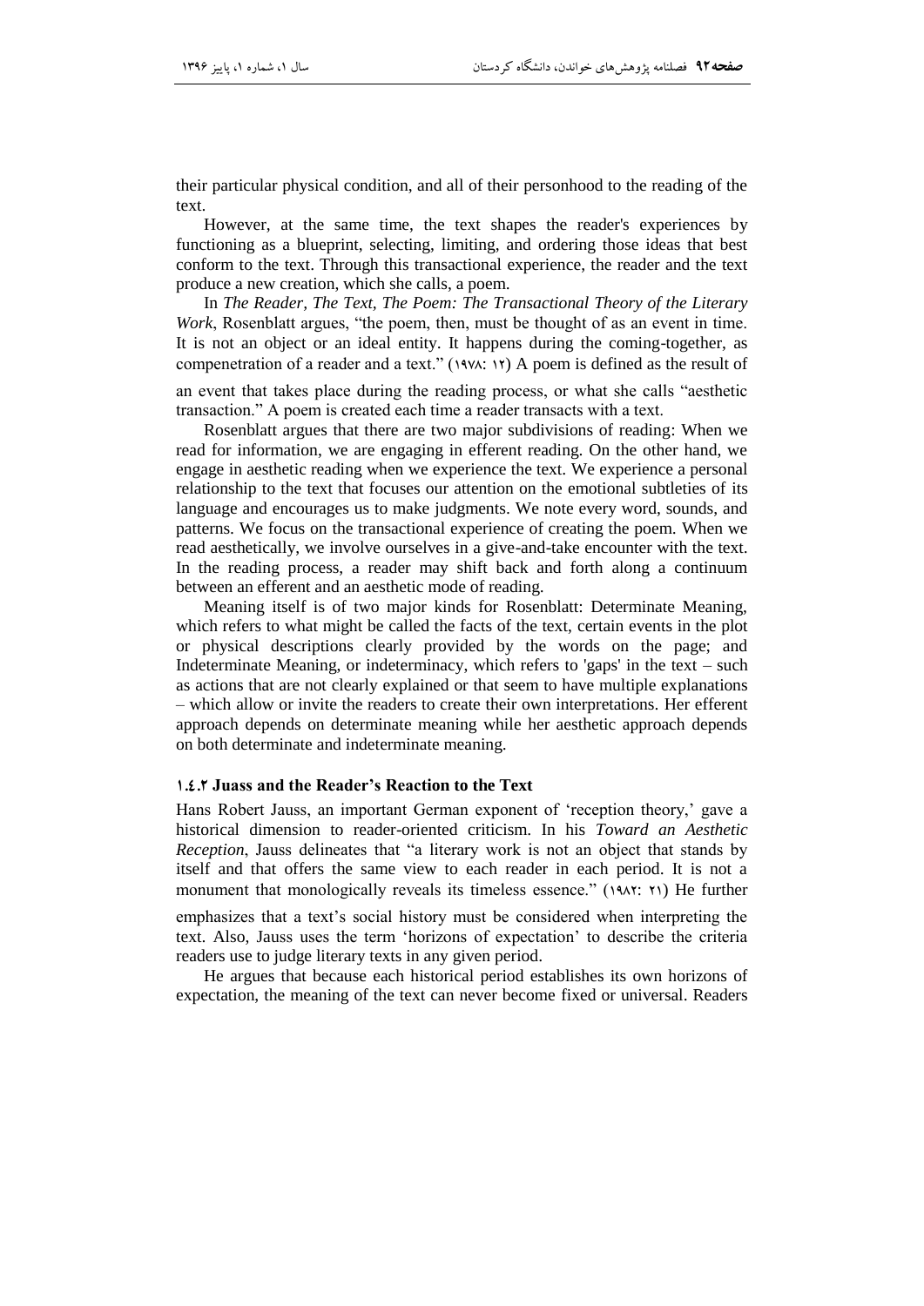their particular physical condition, and all of their personhood to the reading of the text.

However, at the same time, the text shapes the reader's experiences by functioning as a blueprint, selecting, limiting, and ordering those ideas that best conform to the text. Through this transactional experience, the reader and the text produce a new creation, which she calls, a poem.

In *The Reader, The Text, The Poem: The Transactional Theory of the Literary Work*, Rosenblatt argues, "the poem, then, must be thought of as an event in time. It is not an object or an ideal entity. It happens during the coming-together, as compenetration of a reader and a text." (۱۹۷۸: ۱۲) A poem is defined as the result of an event that takes place during the reading process, or what she calls "aesthetic transaction." A poem is created each time a reader transacts with a text.

Rosenblatt argues that there are two major subdivisions of reading: When we read for information, we are engaging in efferent reading. On the other hand, we engage in aesthetic reading when we experience the text. We experience a personal relationship to the text that focuses our attention on the emotional subtleties of its language and encourages us to make judgments. We note every word, sounds, and patterns. We focus on the transactional experience of creating the poem. When we read aesthetically, we involve ourselves in a give-and-take encounter with the text. In the reading process, a reader may shift back and forth along a continuum between an efferent and an aesthetic mode of reading.

Meaning itself is of two major kinds for Rosenblatt: Determinate Meaning, which refers to what might be called the facts of the text, certain events in the plot or physical descriptions clearly provided by the words on the page; and Indeterminate Meaning, or indeterminacy, which refers to 'gaps' in the text – such as actions that are not clearly explained or that seem to have multiple explanations – which allow or invite the readers to create their own interpretations. Her efferent approach depends on determinate meaning while her aesthetic approach depends on both determinate and indeterminate meaning.

### ۱.٤.۲ Juass and the Reader's Reaction to the Text

Hans Robert Jauss, an important German exponent of 'reception theory,' gave a historical dimension to reader-oriented criticism. In his *Toward an Aesthetic Reception*, Jauss delineates that "a literary work is not an object that stands by itself and that offers the same view to each reader in each period. It is not a monument that monologically reveals its timeless essence." (۱۹۸۲: ۲۱) He further emphasizes that a text's social history must be considered when interpreting the text. Also, Jauss uses the term 'horizons of expectation' to describe the criteria readers use to judge literary texts in any given period.

He argues that because each historical period establishes its own horizons of expectation, the meaning of the text can never become fixed or universal. Readers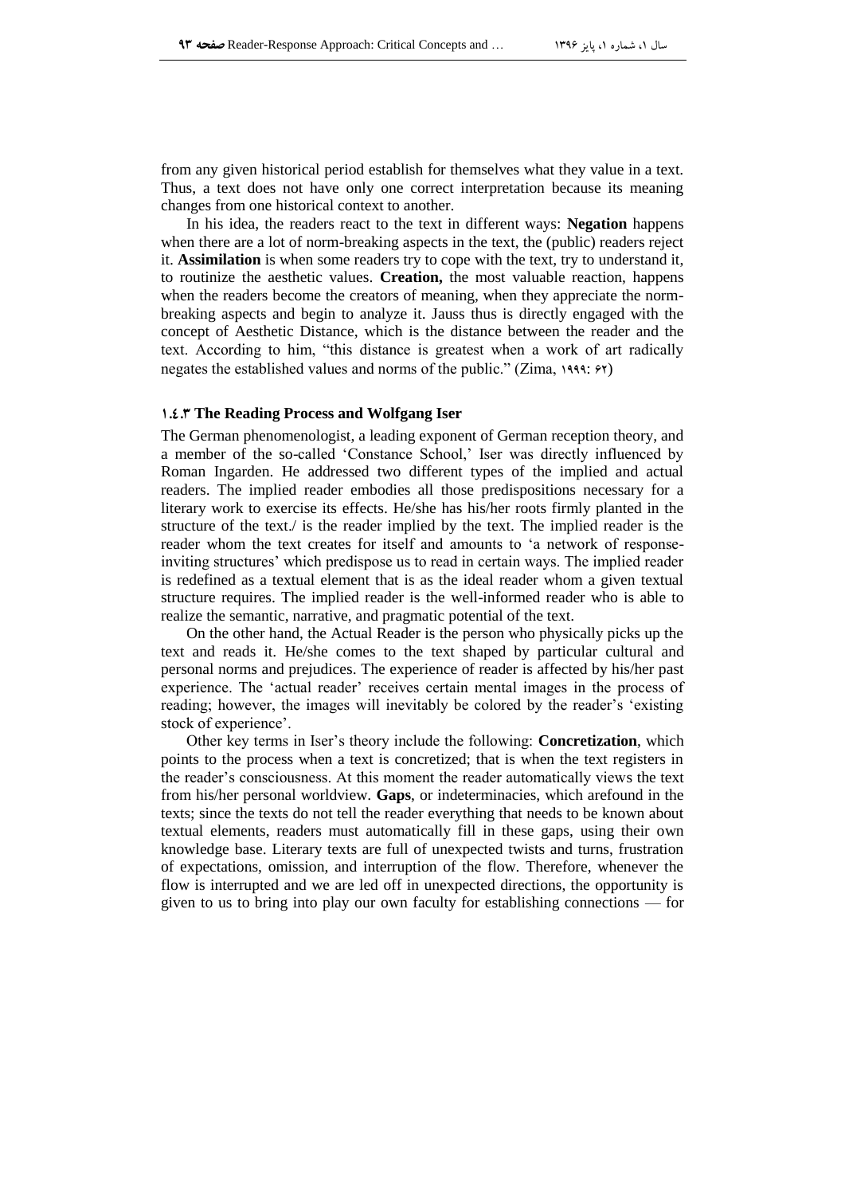from any given historical period establish for themselves what they value in a text. Thus, a text does not have only one correct interpretation because its meaning changes from one historical context to another.

In his idea, the readers react to the text in different ways: **Negation** happens when there are a lot of norm-breaking aspects in the text, the (public) readers reject it. **Assimilation** is when some readers try to cope with the text, try to understand it, to routinize the aesthetic values. **Creation,** the most valuable reaction, happens when the readers become the creators of meaning, when they appreciate the norm-breaking aspects and begin to analyze it. Jauss thus is directly engaged with the concept of Aesthetic Distance, which is the distance between the reader and the text. According to him, "this distance is greatest when a work of art radically negates the established values and norms of the public." (Zima, ۱۹۹۹: ۶۲)

### ۱.٤.۳ The Reading Process and Wolfgang Iser

The German phenomenologist, a leading exponent of German reception theory, and a member of the so-called 'Constance School,' Iser was directly influenced by Roman Ingarden. He addressed two different types of the implied and actual readers. The implied reader embodies all those predispositions necessary for a literary work to exercise its effects. He/she has his/her roots firmly planted in the structure of the text./ is the reader implied by the text. The implied reader is the reader whom the text creates for itself and amounts to 'a network of response-inviting structures' which predispose us to read in certain ways. The implied reader is redefined as a textual element that is as the ideal reader whom a given textual structure requires. The implied reader is the well-informed reader who is able to realize the semantic, narrative, and pragmatic potential of the text.

On the other hand, the Actual Reader is the person who physically picks up the text and reads it. He/she comes to the text shaped by particular cultural and personal norms and prejudices. The experience of reader is affected by his/her past experience. The 'actual reader' receives certain mental images in the process of reading; however, the images will inevitably be colored by the reader's 'existing stock of experience'.

Other key terms in Iser's theory include the following: **Concretization**, which points to the process when a text is concretized; that is when the text registers in the reader's consciousness. At this moment the reader automatically views the text from his/her personal worldview. **Gaps**, or indeterminacies, which arefound in the texts; since the texts do not tell the reader everything that needs to be known about textual elements, readers must automatically fill in these gaps, using their own knowledge base. Literary texts are full of unexpected twists and turns, frustration of expectations, omission, and interruption of the flow. Therefore, whenever the flow is interrupted and we are led off in unexpected directions, the opportunity is given to us to bring into play our own faculty for establishing connections — for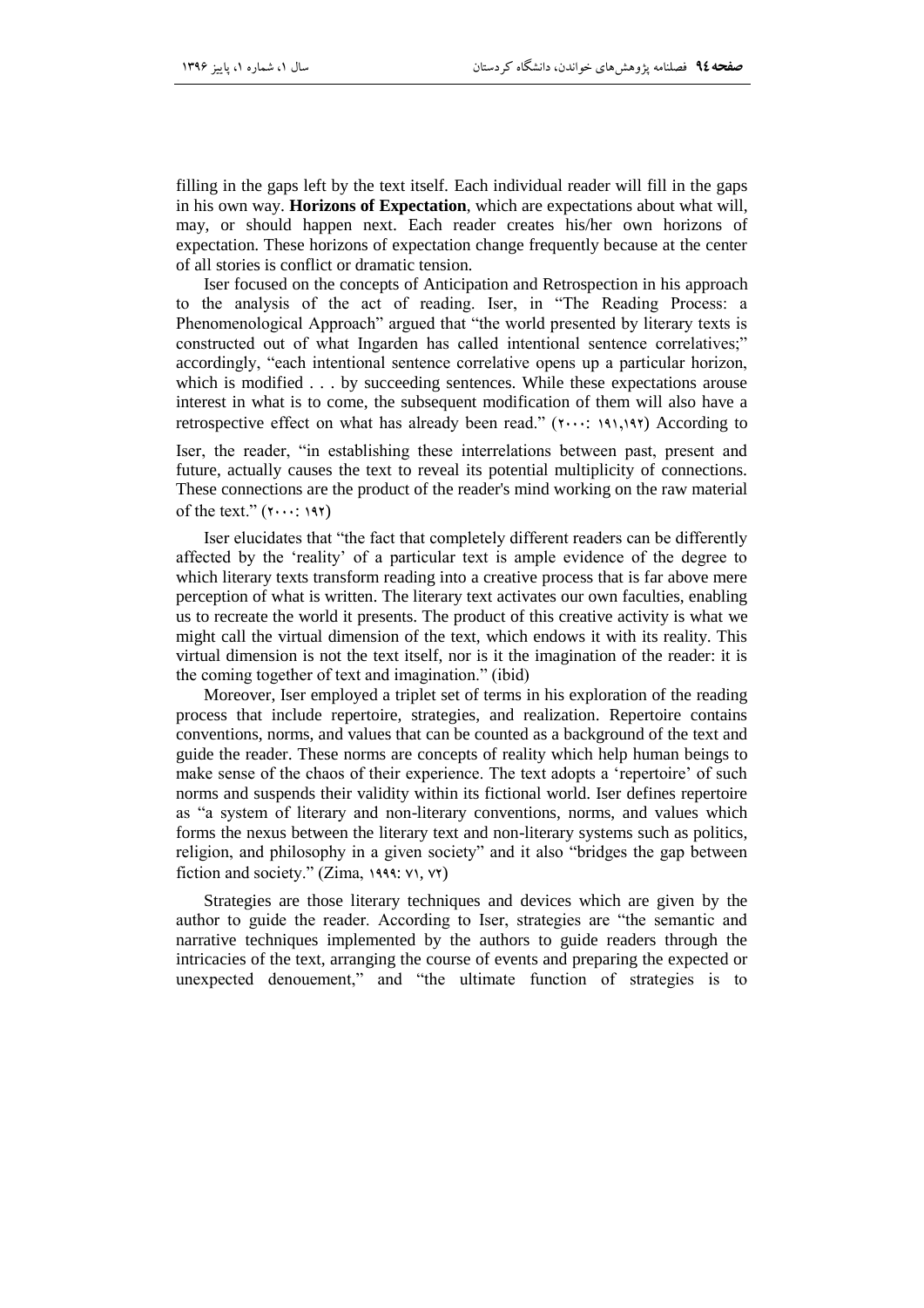filling in the gaps left by the text itself. Each individual reader will fill in the gaps in his own way. **Horizons of Expectation**, which are expectations about what will, may, or should happen next. Each reader creates his/her own horizons of expectation. These horizons of expectation change frequently because at the center of all stories is conflict or dramatic tension.

Iser focused on the concepts of Anticipation and Retrospection in his approach to the analysis of the act of reading. Iser, in "The Reading Process: a Phenomenological Approach" argued that "the world presented by literary texts is constructed out of what Ingarden has called intentional sentence correlatives;" accordingly, "each intentional sentence correlative opens up a particular horizon, which is modified . . . by succeeding sentences. While these expectations arouse interest in what is to come, the subsequent modification of them will also have a retrospective effect on what has already been read." (۲۰۰۰: ۱۹۱,۱۹۲) According to Iser, the reader, "in establishing these interrelations between past, present and future, actually causes the text to reveal its potential multiplicity of connections. These connections are the product of the reader's mind working on the raw material of the text." (۲۰۰۰: ۱۹۲)

Iser elucidates that "the fact that completely different readers can be differently affected by the 'reality' of a particular text is ample evidence of the degree to which literary texts transform reading into a creative process that is far above mere perception of what is written. The literary text activates our own faculties, enabling us to recreate the world it presents. The product of this creative activity is what we might call the virtual dimension of the text, which endows it with its reality. This virtual dimension is not the text itself, nor is it the imagination of the reader: it is the coming together of text and imagination." (ibid)

Moreover, Iser employed a triplet set of terms in his exploration of the reading process that include repertoire, strategies, and realization. Repertoire contains conventions, norms, and values that can be counted as a background of the text and guide the reader. These norms are concepts of reality which help human beings to make sense of the chaos of their experience. The text adopts a 'repertoire' of such norms and suspends their validity within its fictional world. Iser defines repertoire as "a system of literary and non-literary conventions, norms, and values which forms the nexus between the literary text and non-literary systems such as politics, religion, and philosophy in a given society" and it also "bridges the gap between fiction and society." (Zima, ۱۹۹۹: ۷۱, ۷۲)

Strategies are those literary techniques and devices which are given by the author to guide the reader. According to Iser, strategies are "the semantic and narrative techniques implemented by the authors to guide readers through the intricacies of the text, arranging the course of events and preparing the expected or unexpected denouement," and "the ultimate function of strategies is to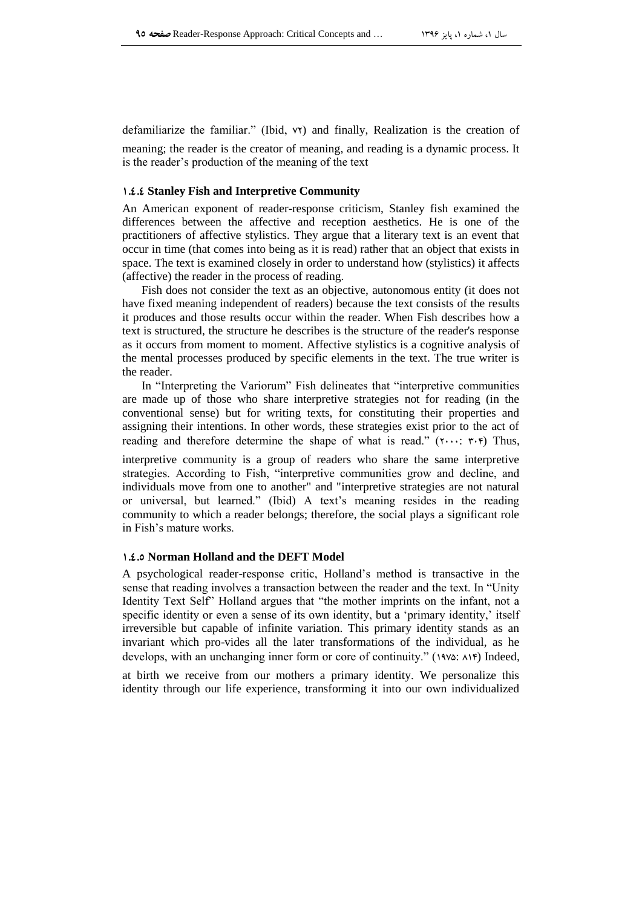defamiliarize the familiar." (Ibid, ۷۲) and finally, Realization is the creation of meaning; the reader is the creator of meaning, and reading is a dynamic process. It is the reader's production of the meaning of the text

### ۱.٤.٤ Stanley Fish and Interpretive Community

An American exponent of reader-response criticism, Stanley fish examined the differences between the affective and reception aesthetics. He is one of the practitioners of affective stylistics. They argue that a literary text is an event that occur in time (that comes into being as it is read) rather that an object that exists in space. The text is examined closely in order to understand how (stylistics) it affects (affective) the reader in the process of reading.

Fish does not consider the text as an objective, autonomous entity (it does not have fixed meaning independent of readers) because the text consists of the results it produces and those results occur within the reader. When Fish describes how a text is structured, the structure he describes is the structure of the reader's response as it occurs from moment to moment. Affective stylistics is a cognitive analysis of the mental processes produced by specific elements in the text. The true writer is the reader.

In "Interpreting the Variorum" Fish delineates that "interpretive communities are made up of those who share interpretive strategies not for reading (in the conventional sense) but for writing texts, for constituting their properties and assigning their intentions. In other words, these strategies exist prior to the act of reading and therefore determine the shape of what is read." (۲۰۰۰: ۳۰۴) Thus, interpretive community is a group of readers who share the same interpretive strategies. According to Fish, "interpretive communities grow and decline, and individuals move from one to another" and "interpretive strategies are not natural or universal, but learned." (Ibid) A text's meaning resides in the reading community to which a reader belongs; therefore, the social plays a significant role in Fish's mature works.

### ۱.٤.٥ Norman Holland and the DEFT Model

A psychological reader-response critic, Holland's method is transactive in the sense that reading involves a transaction between the reader and the text. In "Unity Identity Text Self" Holland argues that "the mother imprints on the infant, not a specific identity or even a sense of its own identity, but a 'primary identity,' itself irreversible but capable of infinite variation. This primary identity stands as an invariant which pro-vides all the later transformations of the individual, as he develops, with an unchanging inner form or core of continuity." (۱۹۷۵: ۸۱۴) Indeed, at birth we receive from our mothers a primary identity. We personalize this identity through our life experience, transforming it into our own individualized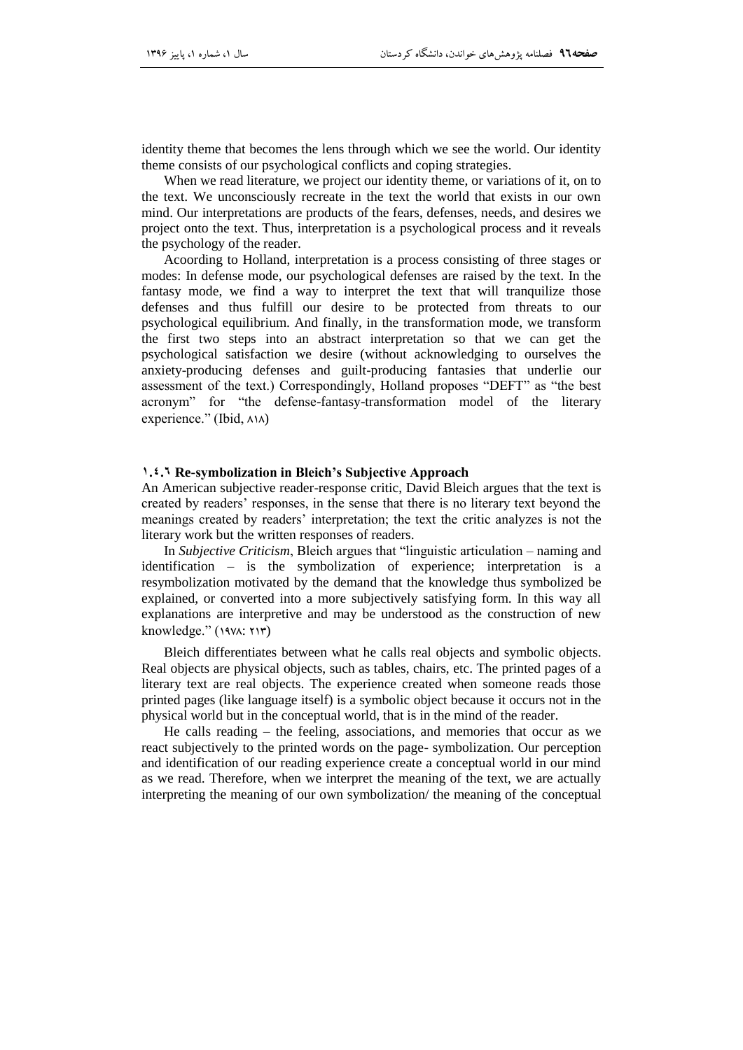identity theme that becomes the lens through which we see the world. Our identity theme consists of our psychological conflicts and coping strategies.

When we read literature, we project our identity theme, or variations of it, on to the text. We unconsciously recreate in the text the world that exists in our own mind. Our interpretations are products of the fears, defenses, needs, and desires we project onto the text. Thus, interpretation is a psychological process and it reveals the psychology of the reader.

Acoording to Holland, interpretation is a process consisting of three stages or modes: In defense mode, our psychological defenses are raised by the text. In the fantasy mode, we find a way to interpret the text that will tranquilize those defenses and thus fulfill our desire to be protected from threats to our psychological equilibrium. And finally, in the transformation mode, we transform the first two steps into an abstract interpretation so that we can get the psychological satisfaction we desire (without acknowledging to ourselves the anxiety-producing defenses and guilt-producing fantasies that underlie our assessment of the text.) Correspondingly, Holland proposes "DEFT" as "the best acronym" for "the defense-fantasy-transformation model of the literary experience." (Ibid, ۸۱۸)

### ۱.۴.۶ Re-symbolization in Bleich's Subjective Approach

An American subjective reader-response critic, David Bleich argues that the text is created by readers' responses, in the sense that there is no literary text beyond the meanings created by readers' interpretation; the text the critic analyzes is not the literary work but the written responses of readers.

In *Subjective Criticism*, Bleich argues that "linguistic articulation – naming and identification – is the symbolization of experience; interpretation is a resymbolization motivated by the demand that the knowledge thus symbolized be explained, or converted into a more subjectively satisfying form. In this way all explanations are interpretive and may be understood as the construction of new knowledge." (۱۹۷۸: ۲۱۳)

Bleich differentiates between what he calls real objects and symbolic objects. Real objects are physical objects, such as tables, chairs, etc. The printed pages of a literary text are real objects. The experience created when someone reads those printed pages (like language itself) is a symbolic object because it occurs not in the physical world but in the conceptual world, that is in the mind of the reader.

He calls reading – the feeling, associations, and memories that occur as we react subjectively to the printed words on the page- symbolization. Our perception and identification of our reading experience create a conceptual world in our mind as we read. Therefore, when we interpret the meaning of the text, we are actually interpreting the meaning of our own symbolization/ the meaning of the conceptual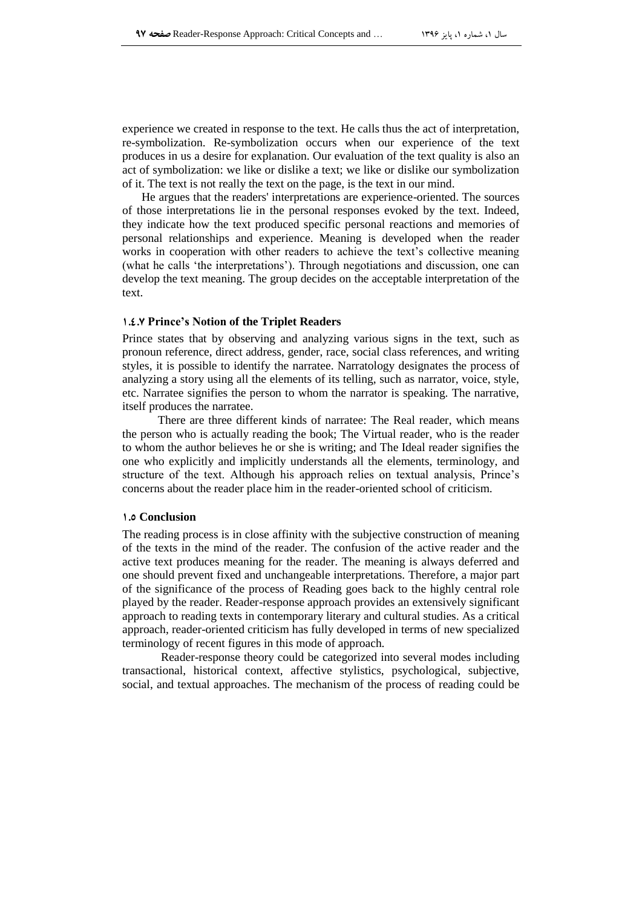experience we created in response to the text. He calls thus the act of interpretation, re-symbolization. Re-symbolization occurs when our experience of the text produces in us a desire for explanation. Our evaluation of the text quality is also an act of symbolization: we like or dislike a text; we like or dislike our symbolization of it. The text is not really the text on the page, is the text in our mind.

He argues that the readers' interpretations are experience-oriented. The sources of those interpretations lie in the personal responses evoked by the text. Indeed, they indicate how the text produced specific personal reactions and memories of personal relationships and experience. Meaning is developed when the reader works in cooperation with other readers to achieve the text's collective meaning (what he calls 'the interpretations'). Through negotiations and discussion, one can develop the text meaning. The group decides on the acceptable interpretation of the text.

### ۱.٤.۷ Prince's Notion of the Triplet Readers

Prince states that by observing and analyzing various signs in the text, such as pronoun reference, direct address, gender, race, social class references, and writing styles, it is possible to identify the narratee. Narratology designates the process of analyzing a story using all the elements of its telling, such as narrator, voice, style, etc. Narratee signifies the person to whom the narrator is speaking. The narrative, itself produces the narratee.

There are three different kinds of narratee: The Real reader, which means the person who is actually reading the book; The Virtual reader, who is the reader to whom the author believes he or she is writing; and The Ideal reader signifies the one who explicitly and implicitly understands all the elements, terminology, and structure of the text. Although his approach relies on textual analysis, Prince's concerns about the reader place him in the reader-oriented school of criticism.

### ۱.۵ Conclusion

The reading process is in close affinity with the subjective construction of meaning of the texts in the mind of the reader. The confusion of the active reader and the active text produces meaning for the reader. The meaning is always deferred and one should prevent fixed and unchangeable interpretations. Therefore, a major part of the significance of the process of Reading goes back to the highly central role played by the reader. Reader-response approach provides an extensively significant approach to reading texts in contemporary literary and cultural studies. As a critical approach, reader-oriented criticism has fully developed in terms of new specialized terminology of recent figures in this mode of approach.

Reader-response theory could be categorized into several modes including transactional, historical context, affective stylistics, psychological, subjective, social, and textual approaches. The mechanism of the process of reading could be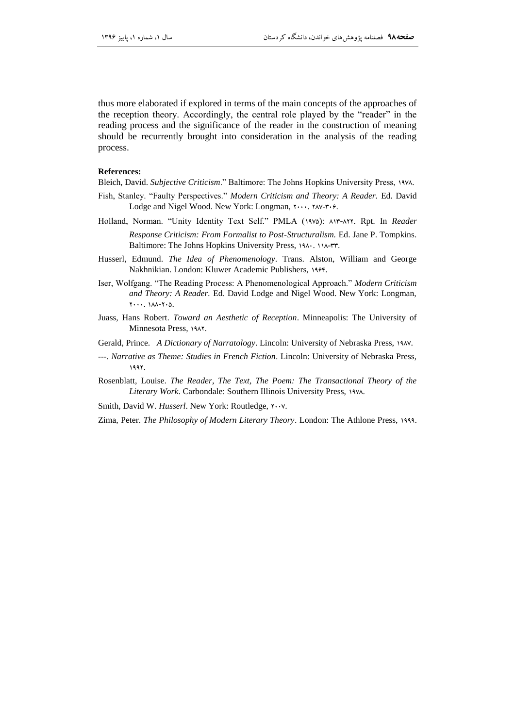thus more elaborated if explored in terms of the main concepts of the approaches of the reception theory. Accordingly, the central role played by the "reader" in the reading process and the significance of the reader in the construction of meaning should be recurrently brought into consideration in the analysis of the reading process.

**References:**

Bleich, David. *Subjective Criticism*." Baltimore: The Johns Hopkins University Press, ۱۹۷۸.

Fish, Stanley. "Faulty Perspectives." *Modern Criticism and Theory: A Reader.* Ed. David Lodge and Nigel Wood. New York: Longman, ۲۰۰۰. ۲۸۷-۳۰۶.

Holland, Norman. "Unity Identity Text Self." PMLA (۱۹۷۵): ۸۱۳-۸۲۲. Rpt. In *Reader Response Criticism: From Formalist to Post-Structuralism.* Ed. Jane P. Tompkins. Baltimore: The Johns Hopkins University Press, ۱۹۸۰. ۱۱۸-۳۳.

Husserl, Edmund. *The Idea of Phenomenology*. Trans. Alston, William and George Nakhnikian. London: Kluwer Academic Publishers, ۱۹۶۴.

Iser, Wolfgang. "The Reading Process: A Phenomenological Approach." *Modern Criticism and Theory: A Reader.* Ed. David Lodge and Nigel Wood. New York: Longman, ۲۰۰۰. ۱۸۸-۲۰۵.

Juass, Hans Robert. *Toward an Aesthetic of Reception*. Minneapolis: The University of Minnesota Press, ۱۹۸۲.

Gerald, Prince. *A Dictionary of Narratology*. Lincoln: University of Nebraska Press, ۱۹۸۷.

---. *Narrative as Theme: Studies in French Fiction*. Lincoln: University of Nebraska Press, ۱۹۹۲.

Rosenblatt, Louise. *The Reader, The Text, The Poem: The Transactional Theory of the Literary Work*. Carbondale: Southern Illinois University Press, ۱۹۷۸.

Smith, David W. *Husserl*. New York: Routledge, ۲۰۰۷.

Zima, Peter. *The Philosophy of Modern Literary Theory*. London: The Athlone Press, ۱۹۹۹.